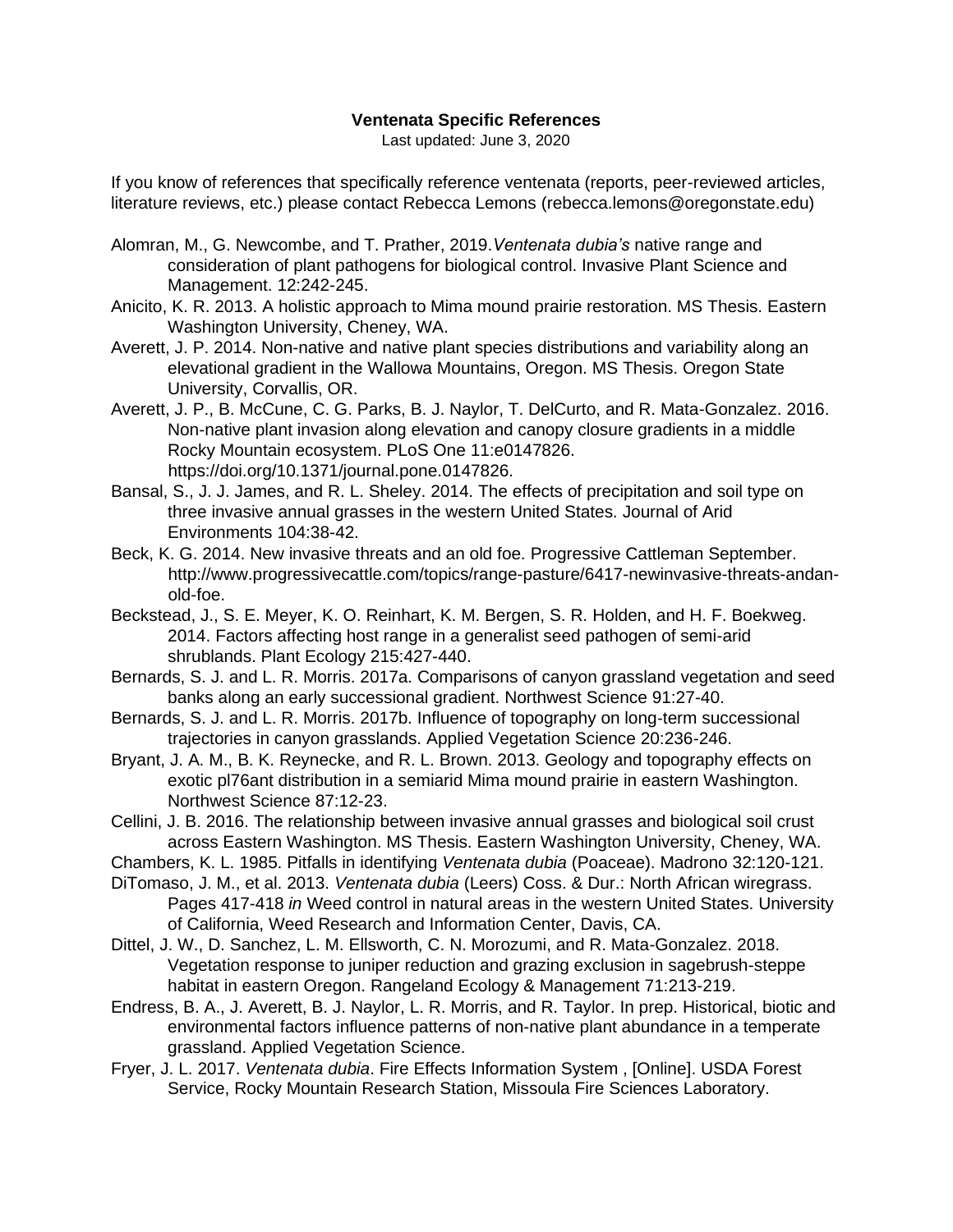**Ventenata Specific References**

Last updated: June 3, 2020

If you know of references that specifically reference ventenata (reports, peer-reviewed articles, literature reviews, etc.) please contact Rebecca Lemons (rebecca.lemons@oregonstate.edu)

Alomran, M., G. Newcombe, and T. Prather, 2019.*Ventenata dubia's* native range and consideration of plant pathogens for biological control. Invasive Plant Science and Management. 12:242-245.

Anicito, K. R. 2013. A holistic approach to Mima mound prairie restoration. MS Thesis. Eastern Washington University, Cheney, WA.

Averett, J. P. 2014. Non-native and native plant species distributions and variability along an elevational gradient in the Wallowa Mountains, Oregon. MS Thesis. Oregon State University, Corvallis, OR.

Averett, J. P., B. McCune, C. G. Parks, B. J. Naylor, T. DelCurto, and R. Mata-Gonzalez. 2016. Non-native plant invasion along elevation and canopy closure gradients in a middle Rocky Mountain ecosystem. PLoS One 11:e0147826. https://doi.org/10.1371/journal.pone.0147826.

Bansal, S., J. J. James, and R. L. Sheley. 2014. The effects of precipitation and soil type on three invasive annual grasses in the western United States. Journal of Arid Environments 104:38-42.

Beck, K. G. 2014. New invasive threats and an old foe. Progressive Cattleman September. http://www.progressivecattle.com/topics/range-pasture/6417-newinvasive-threats-andan-old-foe.

Beckstead, J., S. E. Meyer, K. O. Reinhart, K. M. Bergen, S. R. Holden, and H. F. Boekweg. 2014. Factors affecting host range in a generalist seed pathogen of semi-arid shrublands. Plant Ecology 215:427-440.

Bernards, S. J. and L. R. Morris. 2017a. Comparisons of canyon grassland vegetation and seed banks along an early successional gradient. Northwest Science 91:27-40.

Bernards, S. J. and L. R. Morris. 2017b. Influence of topography on long-term successional trajectories in canyon grasslands. Applied Vegetation Science 20:236-246.

Bryant, J. A. M., B. K. Reynecke, and R. L. Brown. 2013. Geology and topography effects on exotic pl76ant distribution in a semiarid Mima mound prairie in eastern Washington. Northwest Science 87:12-23.

Cellini, J. B. 2016. The relationship between invasive annual grasses and biological soil crust across Eastern Washington. MS Thesis. Eastern Washington University, Cheney, WA.

Chambers, K. L. 1985. Pitfalls in identifying *Ventenata dubia* (Poaceae). Madrono 32:120-121.

DiTomaso, J. M., et al. 2013. *Ventenata dubia* (Leers) Coss. & Dur.: North African wiregrass. Pages 417-418 *in* Weed control in natural areas in the western United States. University of California, Weed Research and Information Center, Davis, CA.

Dittel, J. W., D. Sanchez, L. M. Ellsworth, C. N. Morozumi, and R. Mata-Gonzalez. 2018. Vegetation response to juniper reduction and grazing exclusion in sagebrush-steppe habitat in eastern Oregon. Rangeland Ecology & Management 71:213-219.

Endress, B. A., J. Averett, B. J. Naylor, L. R. Morris, and R. Taylor. In prep. Historical, biotic and environmental factors influence patterns of non-native plant abundance in a temperate grassland. Applied Vegetation Science.

Fryer, J. L. 2017. *Ventenata dubia*. Fire Effects Information System , [Online]. USDA Forest Service, Rocky Mountain Research Station, Missoula Fire Sciences Laboratory.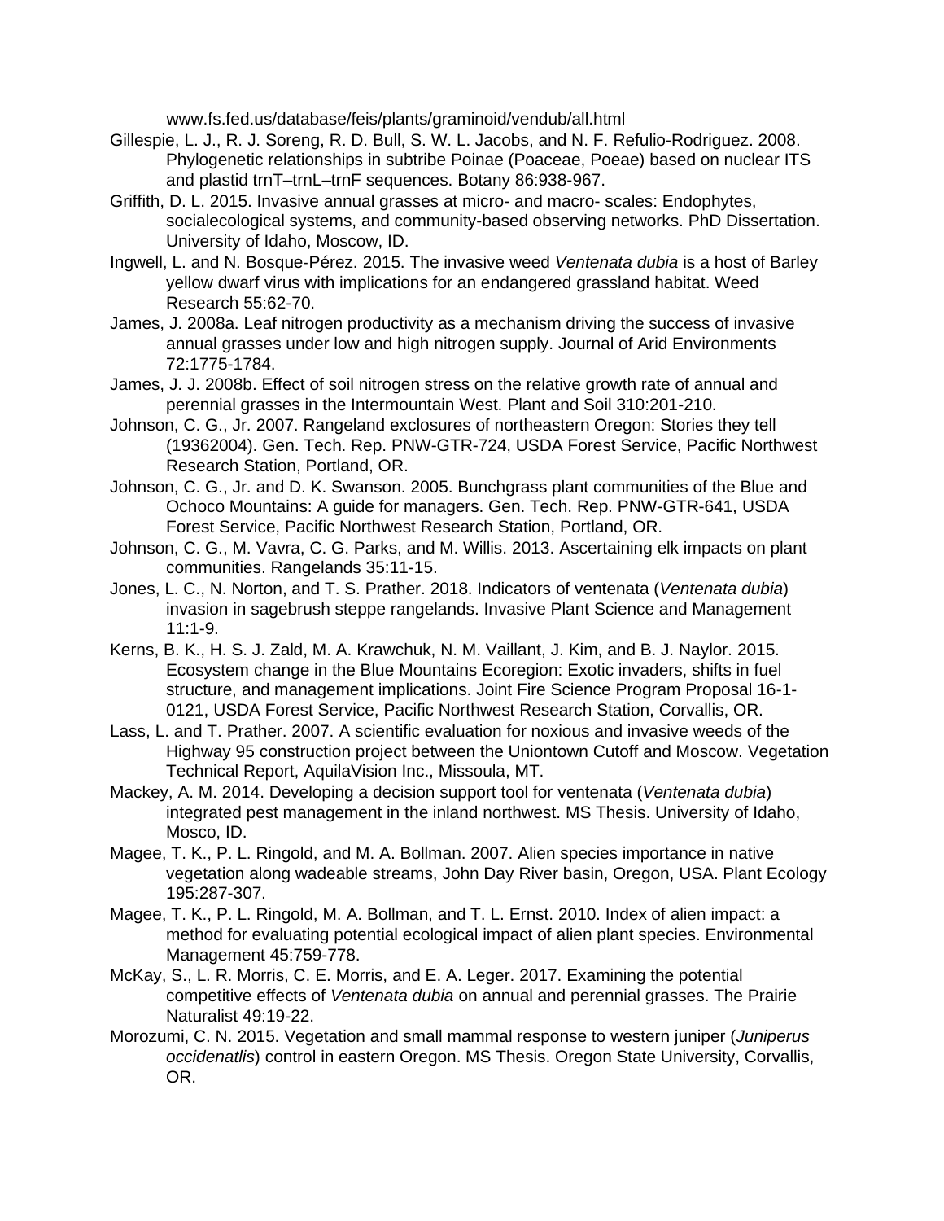www.fs.fed.us/database/feis/plants/graminoid/vendub/all.html

Gillespie, L. J., R. J. Soreng, R. D. Bull, S. W. L. Jacobs, and N. F. Refulio-Rodriguez. 2008. Phylogenetic relationships in subtribe Poinae (Poaceae, Poeae) based on nuclear ITS and plastid trnT–trnL–trnF sequences. Botany 86:938-967.

Griffith, D. L. 2015. Invasive annual grasses at micro- and macro- scales: Endophytes, socialecological systems, and community-based observing networks. PhD Dissertation. University of Idaho, Moscow, ID.

Ingwell, L. and N. Bosque-Pérez. 2015. The invasive weed *Ventenata dubia* is a host of Barley yellow dwarf virus with implications for an endangered grassland habitat. Weed Research 55:62-70.

James, J. 2008a. Leaf nitrogen productivity as a mechanism driving the success of invasive annual grasses under low and high nitrogen supply. Journal of Arid Environments 72:1775-1784.

James, J. J. 2008b. Effect of soil nitrogen stress on the relative growth rate of annual and perennial grasses in the Intermountain West. Plant and Soil 310:201-210.

Johnson, C. G., Jr. 2007. Rangeland exclosures of northeastern Oregon: Stories they tell (19362004). Gen. Tech. Rep. PNW-GTR-724, USDA Forest Service, Pacific Northwest Research Station, Portland, OR.

Johnson, C. G., Jr. and D. K. Swanson. 2005. Bunchgrass plant communities of the Blue and Ochoco Mountains: A guide for managers. Gen. Tech. Rep. PNW-GTR-641, USDA Forest Service, Pacific Northwest Research Station, Portland, OR.

Johnson, C. G., M. Vavra, C. G. Parks, and M. Willis. 2013. Ascertaining elk impacts on plant communities. Rangelands 35:11-15.

Jones, L. C., N. Norton, and T. S. Prather. 2018. Indicators of ventenata (*Ventenata dubia*) invasion in sagebrush steppe rangelands. Invasive Plant Science and Management 11:1-9.

Kerns, B. K., H. S. J. Zald, M. A. Krawchuk, N. M. Vaillant, J. Kim, and B. J. Naylor. 2015. Ecosystem change in the Blue Mountains Ecoregion: Exotic invaders, shifts in fuel structure, and management implications. Joint Fire Science Program Proposal 16-1-0121, USDA Forest Service, Pacific Northwest Research Station, Corvallis, OR.

Lass, L. and T. Prather. 2007. A scientific evaluation for noxious and invasive weeds of the Highway 95 construction project between the Uniontown Cutoff and Moscow. Vegetation Technical Report, AquilaVision Inc., Missoula, MT.

Mackey, A. M. 2014. Developing a decision support tool for ventenata (*Ventenata dubia*) integrated pest management in the inland northwest. MS Thesis. University of Idaho, Mosco, ID.

Magee, T. K., P. L. Ringold, and M. A. Bollman. 2007. Alien species importance in native vegetation along wadeable streams, John Day River basin, Oregon, USA. Plant Ecology 195:287-307.

Magee, T. K., P. L. Ringold, M. A. Bollman, and T. L. Ernst. 2010. Index of alien impact: a method for evaluating potential ecological impact of alien plant species. Environmental Management 45:759-778.

McKay, S., L. R. Morris, C. E. Morris, and E. A. Leger. 2017. Examining the potential competitive effects of *Ventenata dubia* on annual and perennial grasses. The Prairie Naturalist 49:19-22.

Morozumi, C. N. 2015. Vegetation and small mammal response to western juniper (*Juniperus occidenatlis*) control in eastern Oregon. MS Thesis. Oregon State University, Corvallis, OR.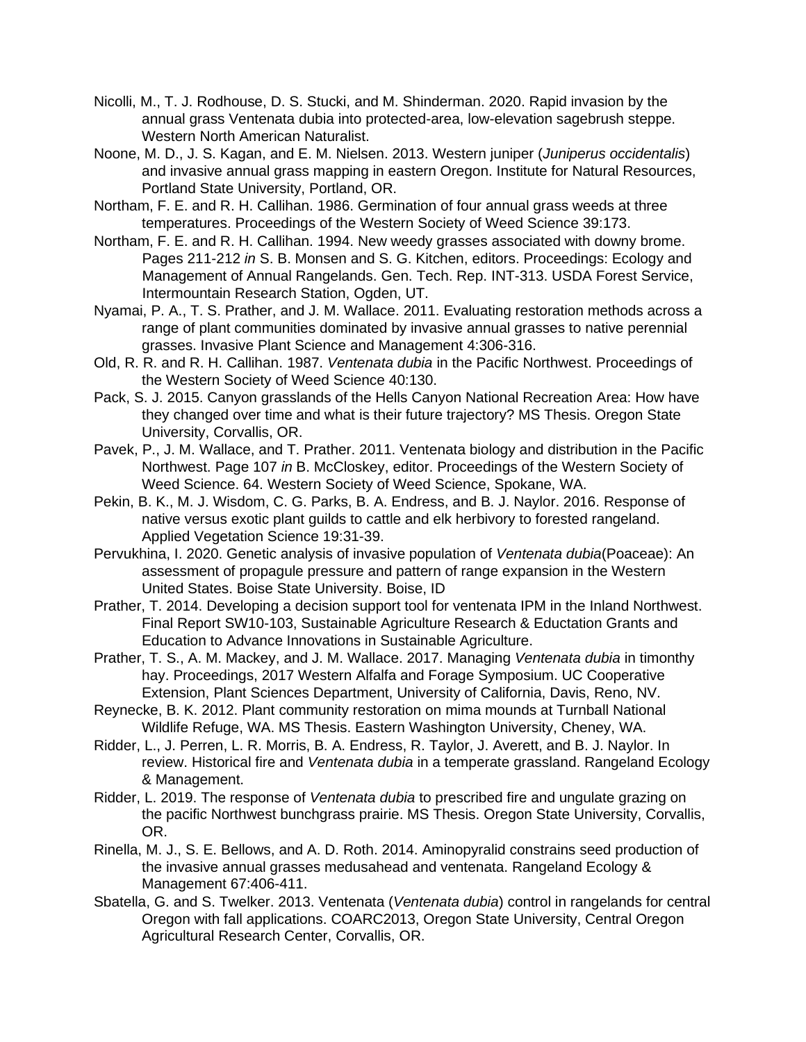Nicolli, M., T. J. Rodhouse, D. S. Stucki, and M. Shinderman. 2020. Rapid invasion by the annual grass Ventenata dubia into protected-area, low-elevation sagebrush steppe. Western North American Naturalist.

Noone, M. D., J. S. Kagan, and E. M. Nielsen. 2013. Western juniper (*Juniperus occidentalis*) and invasive annual grass mapping in eastern Oregon. Institute for Natural Resources, Portland State University, Portland, OR.

Northam, F. E. and R. H. Callihan. 1986. Germination of four annual grass weeds at three temperatures. Proceedings of the Western Society of Weed Science 39:173.

Northam, F. E. and R. H. Callihan. 1994. New weedy grasses associated with downy brome. Pages 211-212 *in* S. B. Monsen and S. G. Kitchen, editors. Proceedings: Ecology and Management of Annual Rangelands. Gen. Tech. Rep. INT-313. USDA Forest Service, Intermountain Research Station, Ogden, UT.

Nyamai, P. A., T. S. Prather, and J. M. Wallace. 2011. Evaluating restoration methods across a range of plant communities dominated by invasive annual grasses to native perennial grasses. Invasive Plant Science and Management 4:306-316.

Old, R. R. and R. H. Callihan. 1987. *Ventenata dubia* in the Pacific Northwest. Proceedings of the Western Society of Weed Science 40:130.

Pack, S. J. 2015. Canyon grasslands of the Hells Canyon National Recreation Area: How have they changed over time and what is their future trajectory? MS Thesis. Oregon State University, Corvallis, OR.

Pavek, P., J. M. Wallace, and T. Prather. 2011. Ventenata biology and distribution in the Pacific Northwest. Page 107 *in* B. McCloskey, editor. Proceedings of the Western Society of Weed Science. 64. Western Society of Weed Science, Spokane, WA.

Pekin, B. K., M. J. Wisdom, C. G. Parks, B. A. Endress, and B. J. Naylor. 2016. Response of native versus exotic plant guilds to cattle and elk herbivory to forested rangeland. Applied Vegetation Science 19:31-39.

Pervukhina, I. 2020. Genetic analysis of invasive population of *Ventenata dubia*(Poaceae): An assessment of propagule pressure and pattern of range expansion in the Western United States. Boise State University. Boise, ID

Prather, T. 2014. Developing a decision support tool for ventenata IPM in the Inland Northwest. Final Report SW10-103, Sustainable Agriculture Research & Eductation Grants and Education to Advance Innovations in Sustainable Agriculture.

Prather, T. S., A. M. Mackey, and J. M. Wallace. 2017. Managing *Ventenata dubia* in timonthy hay. Proceedings, 2017 Western Alfalfa and Forage Symposium. UC Cooperative Extension, Plant Sciences Department, University of California, Davis, Reno, NV.

Reynecke, B. K. 2012. Plant community restoration on mima mounds at Turnball National Wildlife Refuge, WA. MS Thesis. Eastern Washington University, Cheney, WA.

Ridder, L., J. Perren, L. R. Morris, B. A. Endress, R. Taylor, J. Averett, and B. J. Naylor. In review. Historical fire and *Ventenata dubia* in a temperate grassland. Rangeland Ecology & Management.

Ridder, L. 2019. The response of *Ventenata dubia* to prescribed fire and ungulate grazing on the pacific Northwest bunchgrass prairie. MS Thesis. Oregon State University, Corvallis, OR.

Rinella, M. J., S. E. Bellows, and A. D. Roth. 2014. Aminopyralid constrains seed production of the invasive annual grasses medusahead and ventenata. Rangeland Ecology & Management 67:406-411.

Sbatella, G. and S. Twelker. 2013. Ventenata (*Ventenata dubia*) control in rangelands for central Oregon with fall applications. COARC2013, Oregon State University, Central Oregon Agricultural Research Center, Corvallis, OR.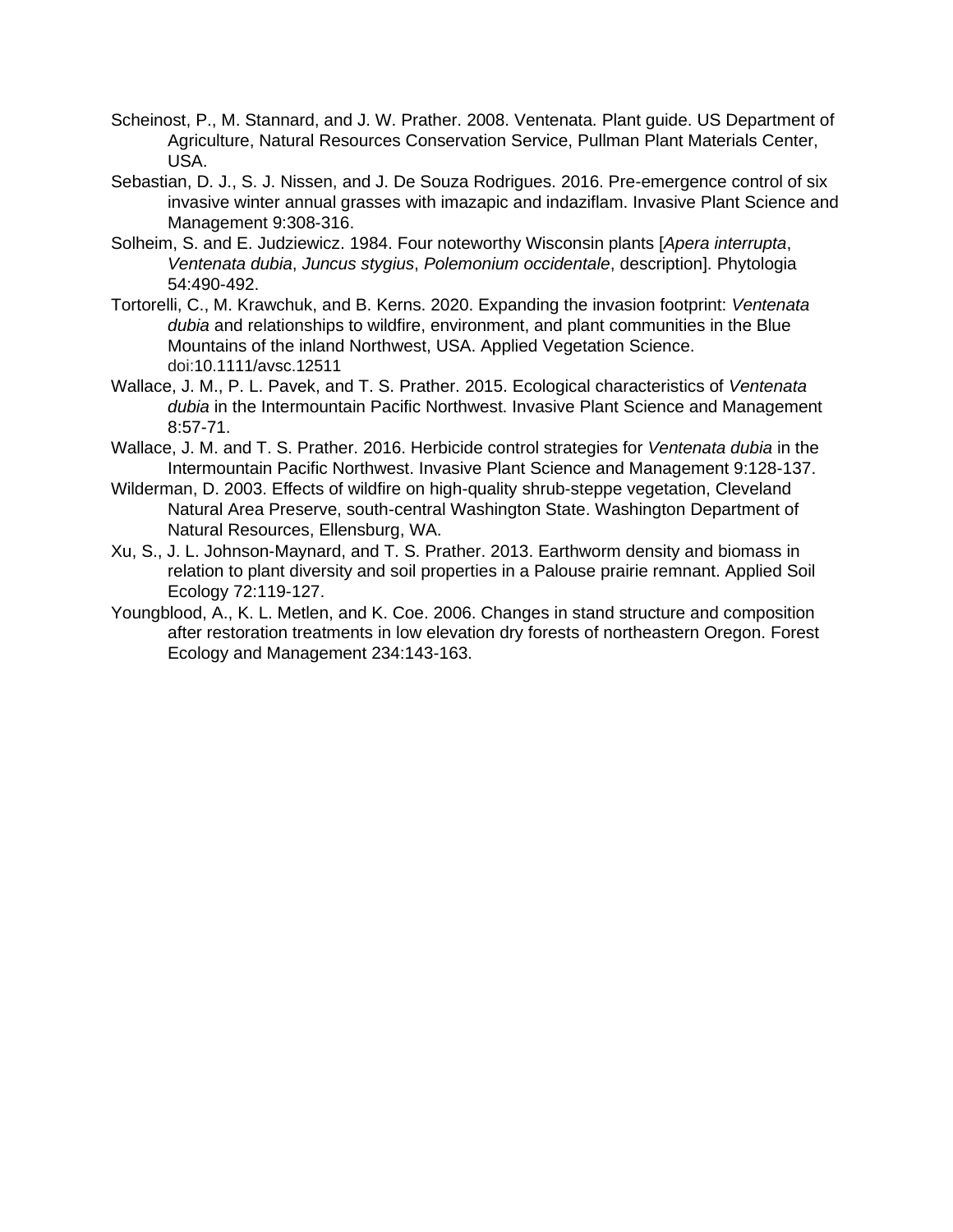Scheinost, P., M. Stannard, and J. W. Prather. 2008. Ventenata. Plant guide. US Department of Agriculture, Natural Resources Conservation Service, Pullman Plant Materials Center, USA.

Sebastian, D. J., S. J. Nissen, and J. De Souza Rodrigues. 2016. Pre-emergence control of six invasive winter annual grasses with imazapic and indaziflam. Invasive Plant Science and Management 9:308-316.

Solheim, S. and E. Judziewicz. 1984. Four noteworthy Wisconsin plants [*Apera interrupta*, *Ventenata dubia*, *Juncus stygius*, *Polemonium occidentale*, description]. Phytologia 54:490-492.

Tortorelli, C., M. Krawchuk, and B. Kerns. 2020. Expanding the invasion footprint: *Ventenata dubia* and relationships to wildfire, environment, and plant communities in the Blue Mountains of the inland Northwest, USA. Applied Vegetation Science. doi:10.1111/avsc.12511

Wallace, J. M., P. L. Pavek, and T. S. Prather. 2015. Ecological characteristics of *Ventenata dubia* in the Intermountain Pacific Northwest. Invasive Plant Science and Management 8:57-71.

Wallace, J. M. and T. S. Prather. 2016. Herbicide control strategies for *Ventenata dubia* in the Intermountain Pacific Northwest. Invasive Plant Science and Management 9:128-137.

Wilderman, D. 2003. Effects of wildfire on high-quality shrub-steppe vegetation, Cleveland Natural Area Preserve, south-central Washington State. Washington Department of Natural Resources, Ellensburg, WA.

Xu, S., J. L. Johnson-Maynard, and T. S. Prather. 2013. Earthworm density and biomass in relation to plant diversity and soil properties in a Palouse prairie remnant. Applied Soil Ecology 72:119-127.

Youngblood, A., K. L. Metlen, and K. Coe. 2006. Changes in stand structure and composition after restoration treatments in low elevation dry forests of northeastern Oregon. Forest Ecology and Management 234:143-163.